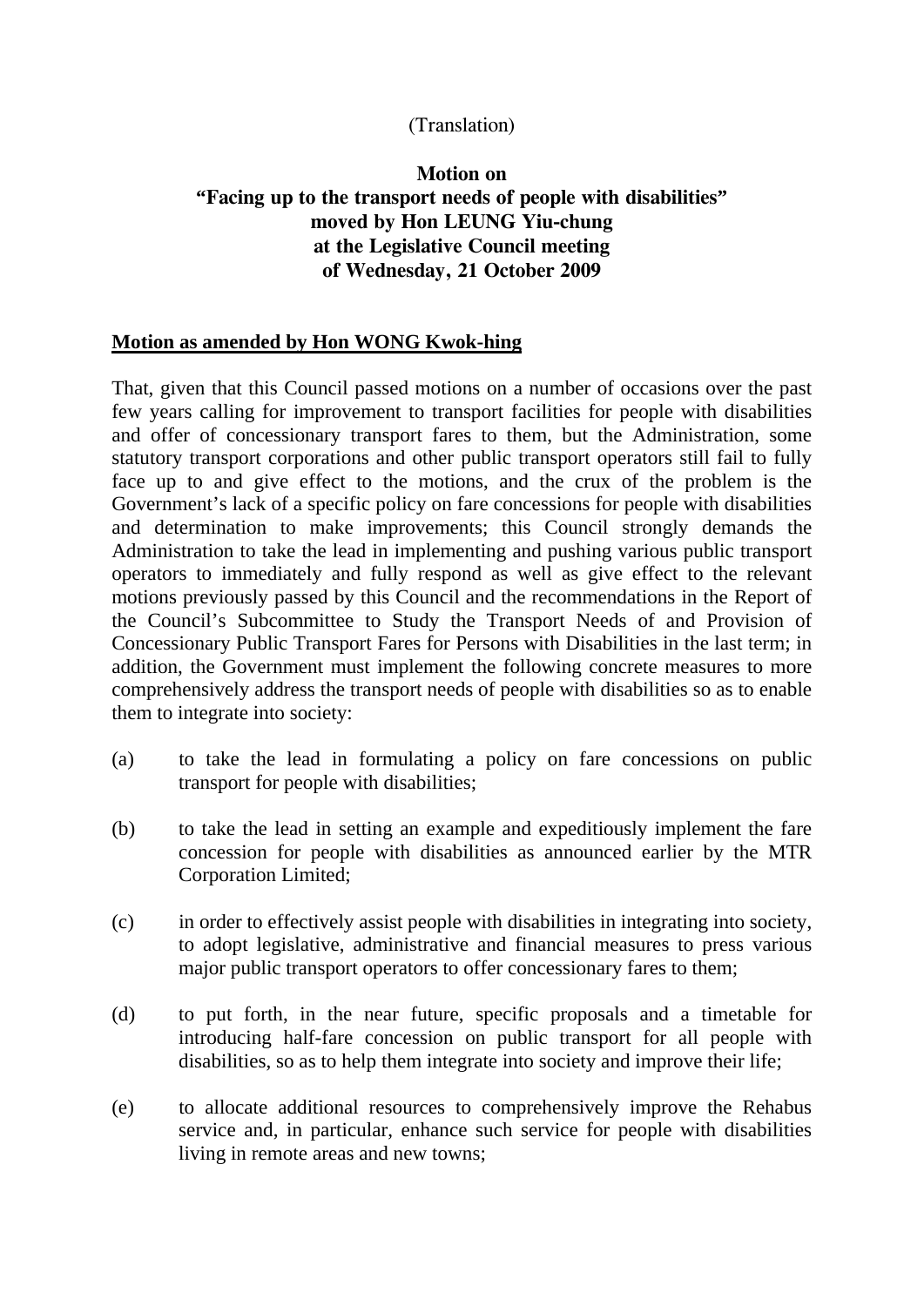(Translation)

**Motion on**
**"Facing up to the transport needs of people with disabilities"**
**moved by Hon LEUNG Yiu-chung**
**at the Legislative Council meeting**
**of Wednesday, 21 October 2009**

**Motion as amended by Hon WONG Kwok-hing**

That, given that this Council passed motions on a number of occasions over the past few years calling for improvement to transport facilities for people with disabilities and offer of concessionary transport fares to them, but the Administration, some statutory transport corporations and other public transport operators still fail to fully face up to and give effect to the motions, and the crux of the problem is the Government's lack of a specific policy on fare concessions for people with disabilities and determination to make improvements; this Council strongly demands the Administration to take the lead in implementing and pushing various public transport operators to immediately and fully respond as well as give effect to the relevant motions previously passed by this Council and the recommendations in the Report of the Council's Subcommittee to Study the Transport Needs of and Provision of Concessionary Public Transport Fares for Persons with Disabilities in the last term; in addition, the Government must implement the following concrete measures to more comprehensively address the transport needs of people with disabilities so as to enable them to integrate into society:

(a) to take the lead in formulating a policy on fare concessions on public transport for people with disabilities;

(b) to take the lead in setting an example and expeditiously implement the fare concession for people with disabilities as announced earlier by the MTR Corporation Limited;

(c) in order to effectively assist people with disabilities in integrating into society, to adopt legislative, administrative and financial measures to press various major public transport operators to offer concessionary fares to them;

(d) to put forth, in the near future, specific proposals and a timetable for introducing half-fare concession on public transport for all people with disabilities, so as to help them integrate into society and improve their life;

(e) to allocate additional resources to comprehensively improve the Rehabus service and, in particular, enhance such service for people with disabilities living in remote areas and new towns;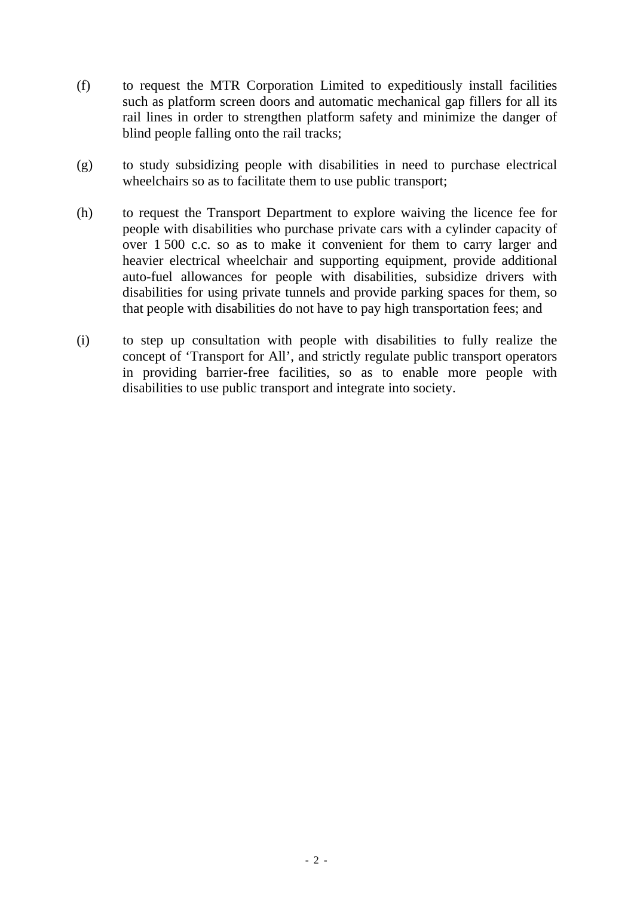(f) to request the MTR Corporation Limited to expeditiously install facilities such as platform screen doors and automatic mechanical gap fillers for all its rail lines in order to strengthen platform safety and minimize the danger of blind people falling onto the rail tracks;

(g) to study subsidizing people with disabilities in need to purchase electrical wheelchairs so as to facilitate them to use public transport;

(h) to request the Transport Department to explore waiving the licence fee for people with disabilities who purchase private cars with a cylinder capacity of over 1 500 c.c. so as to make it convenient for them to carry larger and heavier electrical wheelchair and supporting equipment, provide additional auto-fuel allowances for people with disabilities, subsidize drivers with disabilities for using private tunnels and provide parking spaces for them, so that people with disabilities do not have to pay high transportation fees; and

(i) to step up consultation with people with disabilities to fully realize the concept of 'Transport for All', and strictly regulate public transport operators in providing barrier-free facilities, so as to enable more people with disabilities to use public transport and integrate into society.